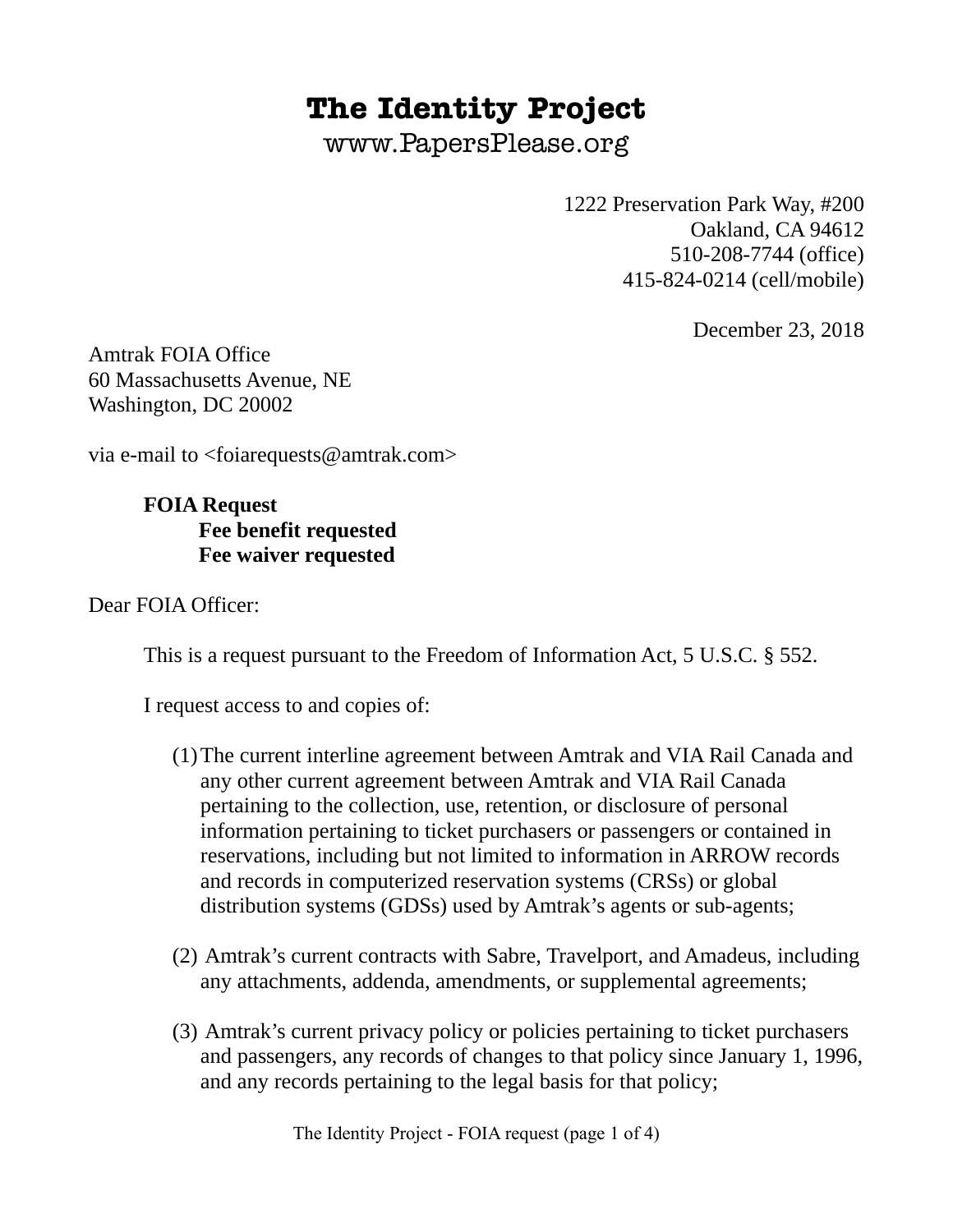# The Identity Project

www.PapersPlease.org

1222 Preservation Park Way, #200
Oakland, CA 94612
510-208-7744 (office)
415-824-0214 (cell/mobile)

December 23, 2018

Amtrak FOIA Office
60 Massachusetts Avenue, NE
Washington, DC 20002

via e-mail to <foiarequests@amtrak.com>

**FOIA Request**
**Fee benefit requested**
**Fee waiver requested**

Dear FOIA Officer:

This is a request pursuant to the Freedom of Information Act, 5 U.S.C. § 552.

I request access to and copies of:

(1) The current interline agreement between Amtrak and VIA Rail Canada and any other current agreement between Amtrak and VIA Rail Canada pertaining to the collection, use, retention, or disclosure of personal information pertaining to ticket purchasers or passengers or contained in reservations, including but not limited to information in ARROW records and records in computerized reservation systems (CRSs) or global distribution systems (GDSs) used by Amtrak's agents or sub-agents;

(2) Amtrak's current contracts with Sabre, Travelport, and Amadeus, including any attachments, addenda, amendments, or supplemental agreements;

(3) Amtrak's current privacy policy or policies pertaining to ticket purchasers and passengers, any records of changes to that policy since January 1, 1996, and any records pertaining to the legal basis for that policy;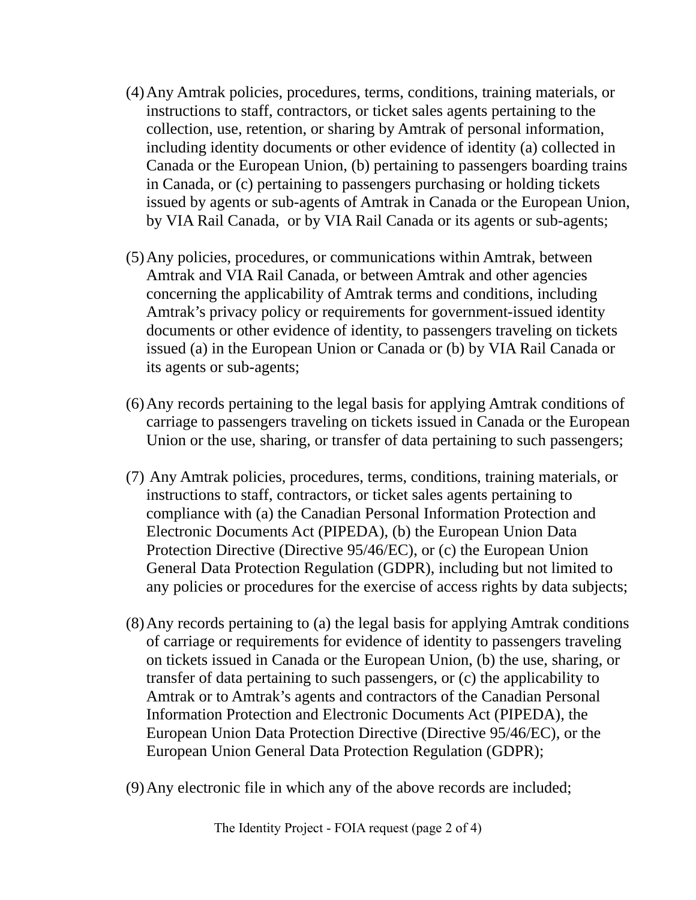(4) Any Amtrak policies, procedures, terms, conditions, training materials, or instructions to staff, contractors, or ticket sales agents pertaining to the collection, use, retention, or sharing by Amtrak of personal information, including identity documents or other evidence of identity (a) collected in Canada or the European Union, (b) pertaining to passengers boarding trains in Canada, or (c) pertaining to passengers purchasing or holding tickets issued by agents or sub-agents of Amtrak in Canada or the European Union, by VIA Rail Canada, or by VIA Rail Canada or its agents or sub-agents;

(5) Any policies, procedures, or communications within Amtrak, between Amtrak and VIA Rail Canada, or between Amtrak and other agencies concerning the applicability of Amtrak terms and conditions, including Amtrak's privacy policy or requirements for government-issued identity documents or other evidence of identity, to passengers traveling on tickets issued (a) in the European Union or Canada or (b) by VIA Rail Canada or its agents or sub-agents;

(6) Any records pertaining to the legal basis for applying Amtrak conditions of carriage to passengers traveling on tickets issued in Canada or the European Union or the use, sharing, or transfer of data pertaining to such passengers;

(7) Any Amtrak policies, procedures, terms, conditions, training materials, or instructions to staff, contractors, or ticket sales agents pertaining to compliance with (a) the Canadian Personal Information Protection and Electronic Documents Act (PIPEDA), (b) the European Union Data Protection Directive (Directive 95/46/EC), or (c) the European Union General Data Protection Regulation (GDPR), including but not limited to any policies or procedures for the exercise of access rights by data subjects;

(8) Any records pertaining to (a) the legal basis for applying Amtrak conditions of carriage or requirements for evidence of identity to passengers traveling on tickets issued in Canada or the European Union, (b) the use, sharing, or transfer of data pertaining to such passengers, or (c) the applicability to Amtrak or to Amtrak's agents and contractors of the Canadian Personal Information Protection and Electronic Documents Act (PIPEDA), the European Union Data Protection Directive (Directive 95/46/EC), or the European Union General Data Protection Regulation (GDPR);

(9) Any electronic file in which any of the above records are included;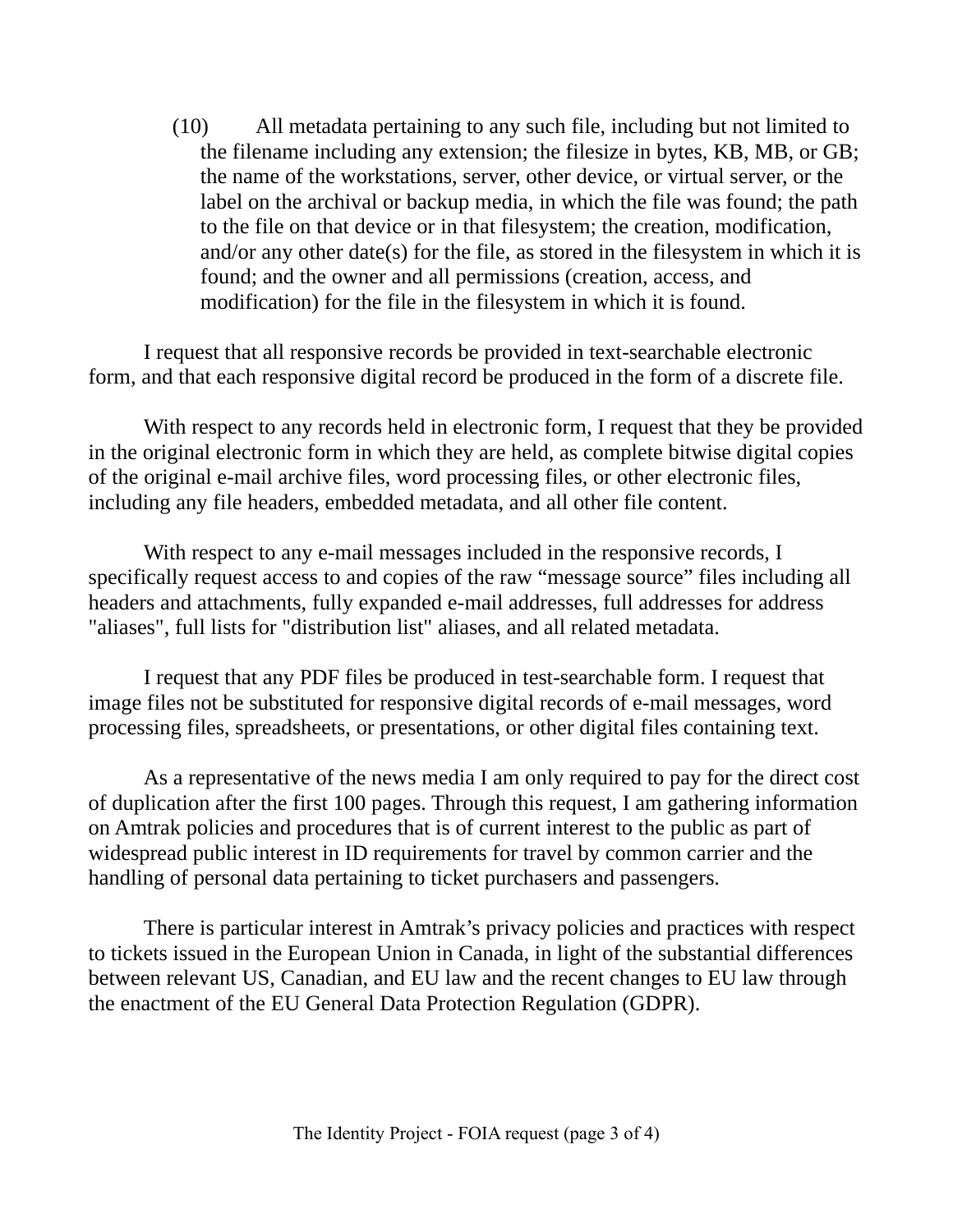(10) All metadata pertaining to any such file, including but not limited to the filename including any extension; the filesize in bytes, KB, MB, or GB; the name of the workstations, server, other device, or virtual server, or the label on the archival or backup media, in which the file was found; the path to the file on that device or in that filesystem; the creation, modification, and/or any other date(s) for the file, as stored in the filesystem in which it is found; and the owner and all permissions (creation, access, and modification) for the file in the filesystem in which it is found.

I request that all responsive records be provided in text-searchable electronic form, and that each responsive digital record be produced in the form of a discrete file.

With respect to any records held in electronic form, I request that they be provided in the original electronic form in which they are held, as complete bitwise digital copies of the original e-mail archive files, word processing files, or other electronic files, including any file headers, embedded metadata, and all other file content.

With respect to any e-mail messages included in the responsive records, I specifically request access to and copies of the raw "message source" files including all headers and attachments, fully expanded e-mail addresses, full addresses for address "aliases", full lists for "distribution list" aliases, and all related metadata.

I request that any PDF files be produced in test-searchable form. I request that image files not be substituted for responsive digital records of e-mail messages, word processing files, spreadsheets, or presentations, or other digital files containing text.

As a representative of the news media I am only required to pay for the direct cost of duplication after the first 100 pages. Through this request, I am gathering information on Amtrak policies and procedures that is of current interest to the public as part of widespread public interest in ID requirements for travel by common carrier and the handling of personal data pertaining to ticket purchasers and passengers.

There is particular interest in Amtrak's privacy policies and practices with respect to tickets issued in the European Union in Canada, in light of the substantial differences between relevant US, Canadian, and EU law and the recent changes to EU law through the enactment of the EU General Data Protection Regulation (GDPR).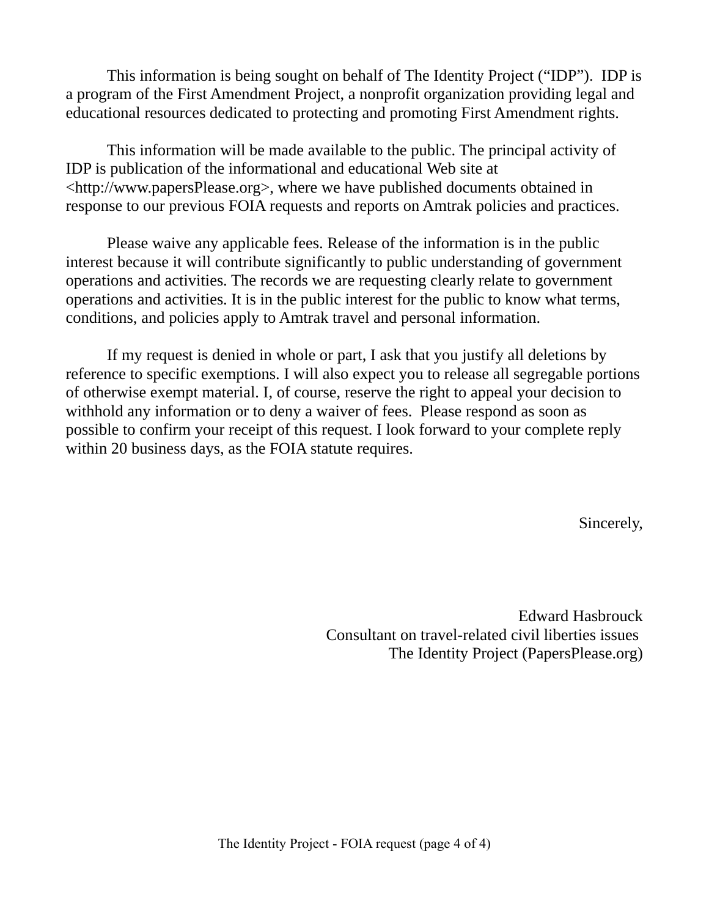This information is being sought on behalf of The Identity Project ("IDP"). IDP is a program of the First Amendment Project, a nonprofit organization providing legal and educational resources dedicated to protecting and promoting First Amendment rights.

This information will be made available to the public. The principal activity of IDP is publication of the informational and educational Web site at <http://www.papersPlease.org>, where we have published documents obtained in response to our previous FOIA requests and reports on Amtrak policies and practices.

Please waive any applicable fees. Release of the information is in the public interest because it will contribute significantly to public understanding of government operations and activities. The records we are requesting clearly relate to government operations and activities. It is in the public interest for the public to know what terms, conditions, and policies apply to Amtrak travel and personal information.

If my request is denied in whole or part, I ask that you justify all deletions by reference to specific exemptions. I will also expect you to release all segregable portions of otherwise exempt material. I, of course, reserve the right to appeal your decision to withhold any information or to deny a waiver of fees. Please respond as soon as possible to confirm your receipt of this request. I look forward to your complete reply within 20 business days, as the FOIA statute requires.

Sincerely,

Edward Hasbrouck
Consultant on travel-related civil liberties issues
The Identity Project (PapersPlease.org)